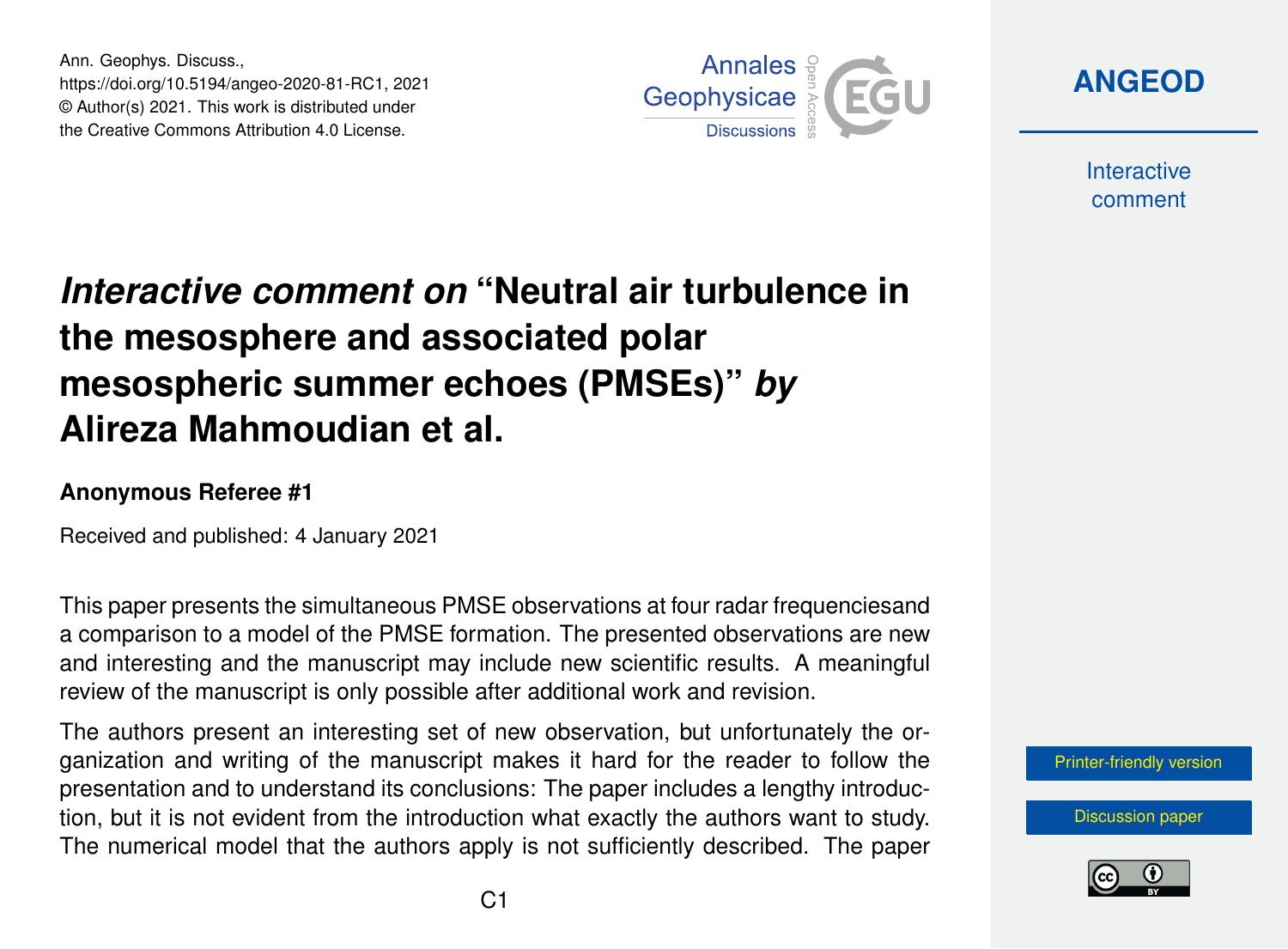# *Interactive comment on* "Neutral air turbulence in the mesosphere and associated polar mesospheric summer echoes (PMSEs)" *by* Alireza Mahmoudian et al.

**Anonymous Referee #1**

Received and published: 4 January 2021

This paper presents the simultaneous PMSE observations at four radar frequenciesand a comparison to a model of the PMSE formation. The presented observations are new and interesting and the manuscript may include new scientific results. A meaningful review of the manuscript is only possible after additional work and revision.

The authors present an interesting set of new observation, but unfortunately the organization and writing of the manuscript makes it hard for the reader to follow the presentation and to understand its conclusions: The paper includes a lengthy introduction, but it is not evident from the introduction what exactly the authors want to study. The numerical model that the authors apply is not sufficiently described. The paper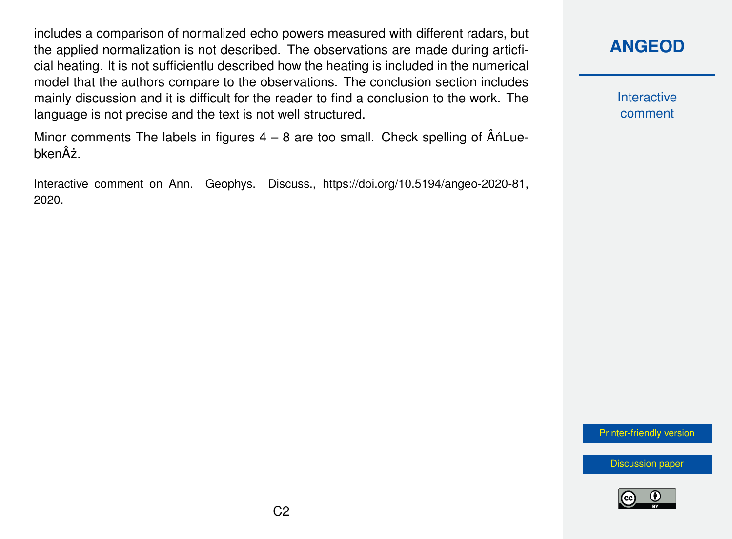includes a comparison of normalized echo powers measured with different radars, but the applied normalization is not described. The observations are made during articficial heating. It is not sufficientlu described how the heating is included in the numerical model that the authors compare to the observations. The conclusion section includes mainly discussion and it is difficult for the reader to find a conclusion to the work. The language is not precise and the text is not well structured.

Minor comments The labels in figures 4 – 8 are too small. Check spelling of ÂńLuebkenÂż.

---

Interactive comment on Ann. Geophys. Discuss., https://doi.org/10.5194/angeo-2020-81, 2020.